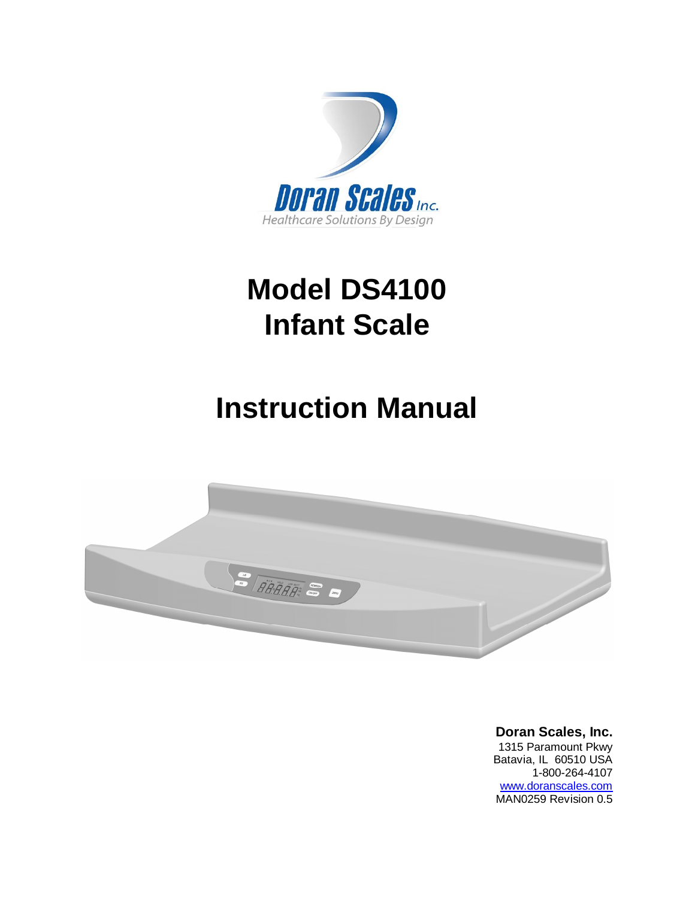Doran Scales Inc.

Healthcare Solutions By Design

# Model DS4100
# Infant Scale

# Instruction Manual

**Doran Scales, Inc.**
1315 Paramount Pkwy
Batavia, IL 60510 USA
1-800-264-4107
www.doranscales.com
MAN0259 Revision 0.5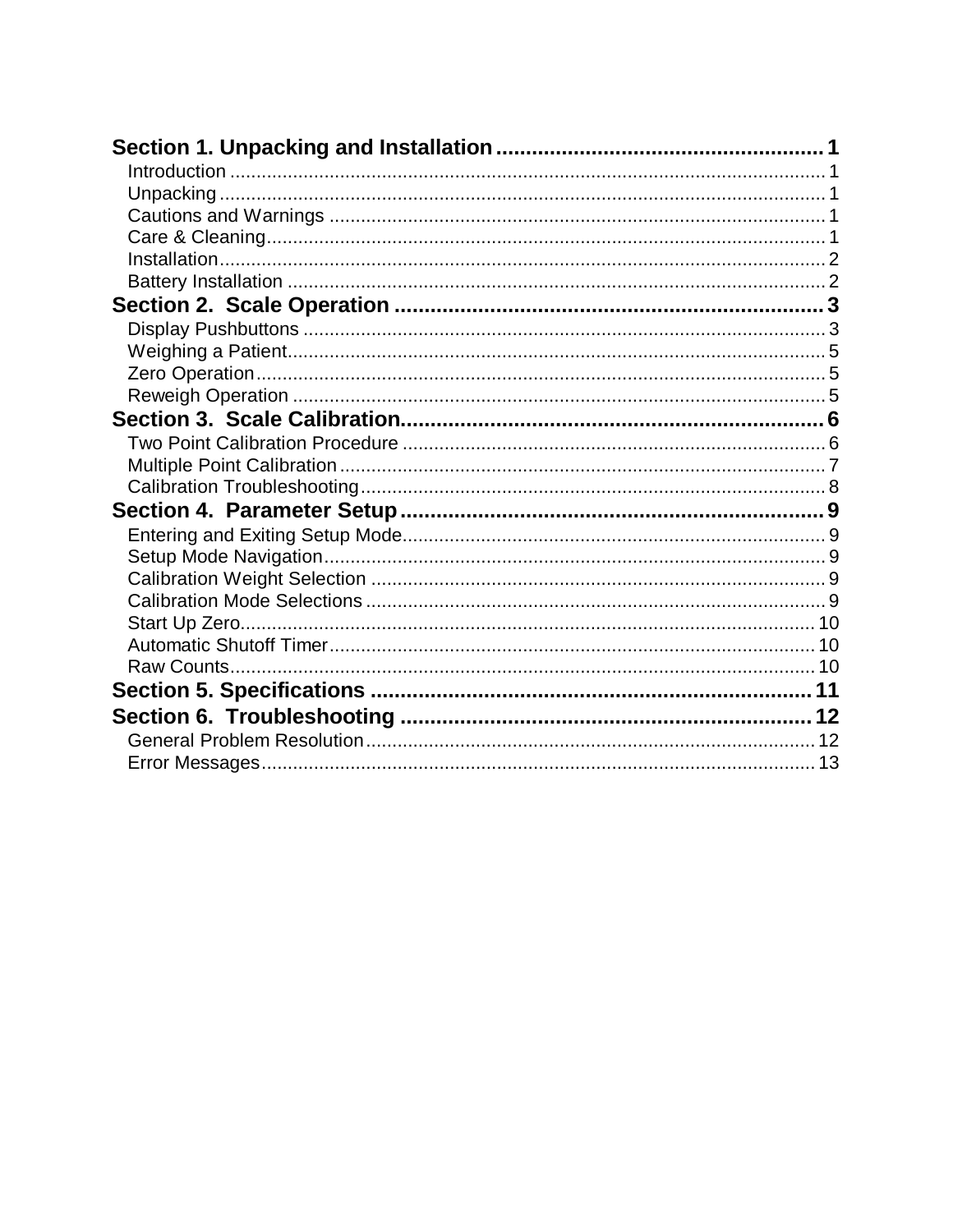**Section 1. Unpacking and Installation** ........................................ 1

- Introduction ........................................ 1
- Unpacking ........................................ 1
- Cautions and Warnings ........................................ 1
- Care & Cleaning ........................................ 1
- Installation ........................................ 2
- Battery Installation ........................................ 2

**Section 2. Scale Operation** ........................................ 3

- Display Pushbuttons ........................................ 3
- Weighing a Patient ........................................ 5
- Zero Operation ........................................ 5
- Reweigh Operation ........................................ 5

**Section 3. Scale Calibration** ........................................ 6

- Two Point Calibration Procedure ........................................ 6
- Multiple Point Calibration ........................................ 7
- Calibration Troubleshooting ........................................ 8

**Section 4. Parameter Setup** ........................................ 9

- Entering and Exiting Setup Mode ........................................ 9
- Setup Mode Navigation ........................................ 9
- Calibration Weight Selection ........................................ 9
- Calibration Mode Selections ........................................ 9
- Start Up Zero ........................................ 10
- Automatic Shutoff Timer ........................................ 10
- Raw Counts ........................................ 10

**Section 5. Specifications** ........................................ 11

**Section 6. Troubleshooting** ........................................ 12

- General Problem Resolution ........................................ 12
- Error Messages ........................................ 13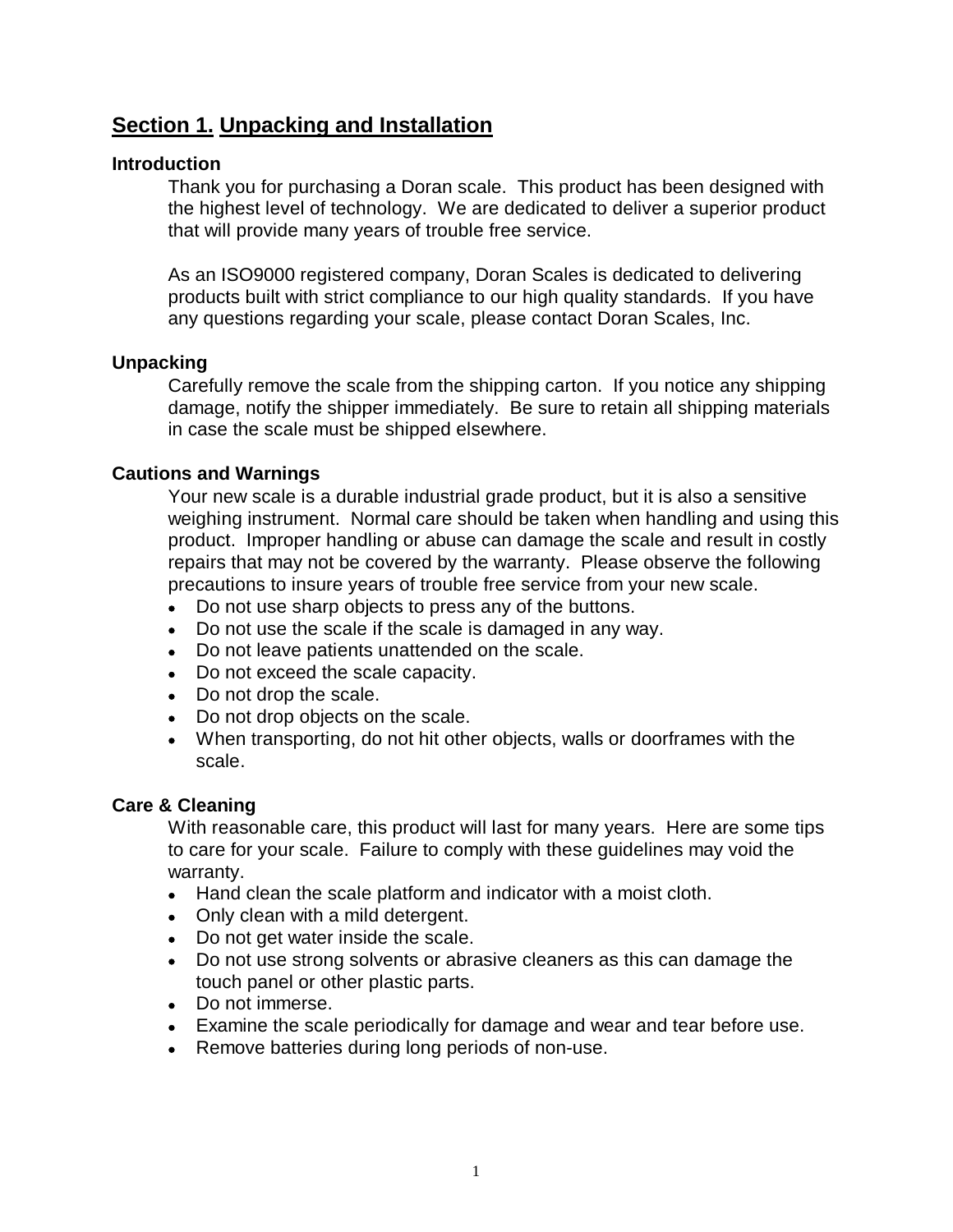## Section 1. Unpacking and Installation

### Introduction

Thank you for purchasing a Doran scale. This product has been designed with the highest level of technology. We are dedicated to deliver a superior product that will provide many years of trouble free service.

As an ISO9000 registered company, Doran Scales is dedicated to delivering products built with strict compliance to our high quality standards. If you have any questions regarding your scale, please contact Doran Scales, Inc.

### Unpacking

Carefully remove the scale from the shipping carton. If you notice any shipping damage, notify the shipper immediately. Be sure to retain all shipping materials in case the scale must be shipped elsewhere.

### Cautions and Warnings

Your new scale is a durable industrial grade product, but it is also a sensitive weighing instrument. Normal care should be taken when handling and using this product. Improper handling or abuse can damage the scale and result in costly repairs that may not be covered by the warranty. Please observe the following precautions to insure years of trouble free service from your new scale.

- Do not use sharp objects to press any of the buttons.
- Do not use the scale if the scale is damaged in any way.
- Do not leave patients unattended on the scale.
- Do not exceed the scale capacity.
- Do not drop the scale.
- Do not drop objects on the scale.
- When transporting, do not hit other objects, walls or doorframes with the scale.

### Care & Cleaning

With reasonable care, this product will last for many years. Here are some tips to care for your scale. Failure to comply with these guidelines may void the warranty.

- Hand clean the scale platform and indicator with a moist cloth.
- Only clean with a mild detergent.
- Do not get water inside the scale.
- Do not use strong solvents or abrasive cleaners as this can damage the touch panel or other plastic parts.
- Do not immerse.
- Examine the scale periodically for damage and wear and tear before use.
- Remove batteries during long periods of non-use.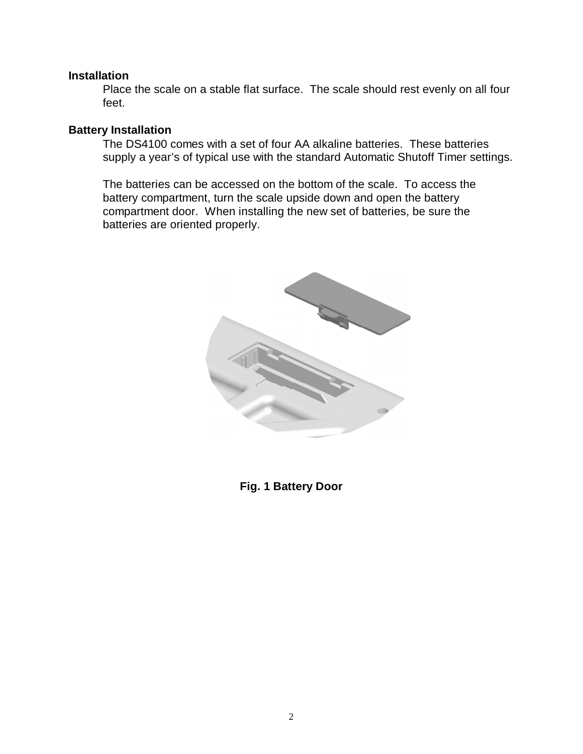## Installation

Place the scale on a stable flat surface. The scale should rest evenly on all four feet.

## Battery Installation

The DS4100 comes with a set of four AA alkaline batteries. These batteries supply a year's of typical use with the standard Automatic Shutoff Timer settings.

The batteries can be accessed on the bottom of the scale. To access the battery compartment, turn the scale upside down and open the battery compartment door. When installing the new set of batteries, be sure the batteries are oriented properly.

**Fig. 1 Battery Door**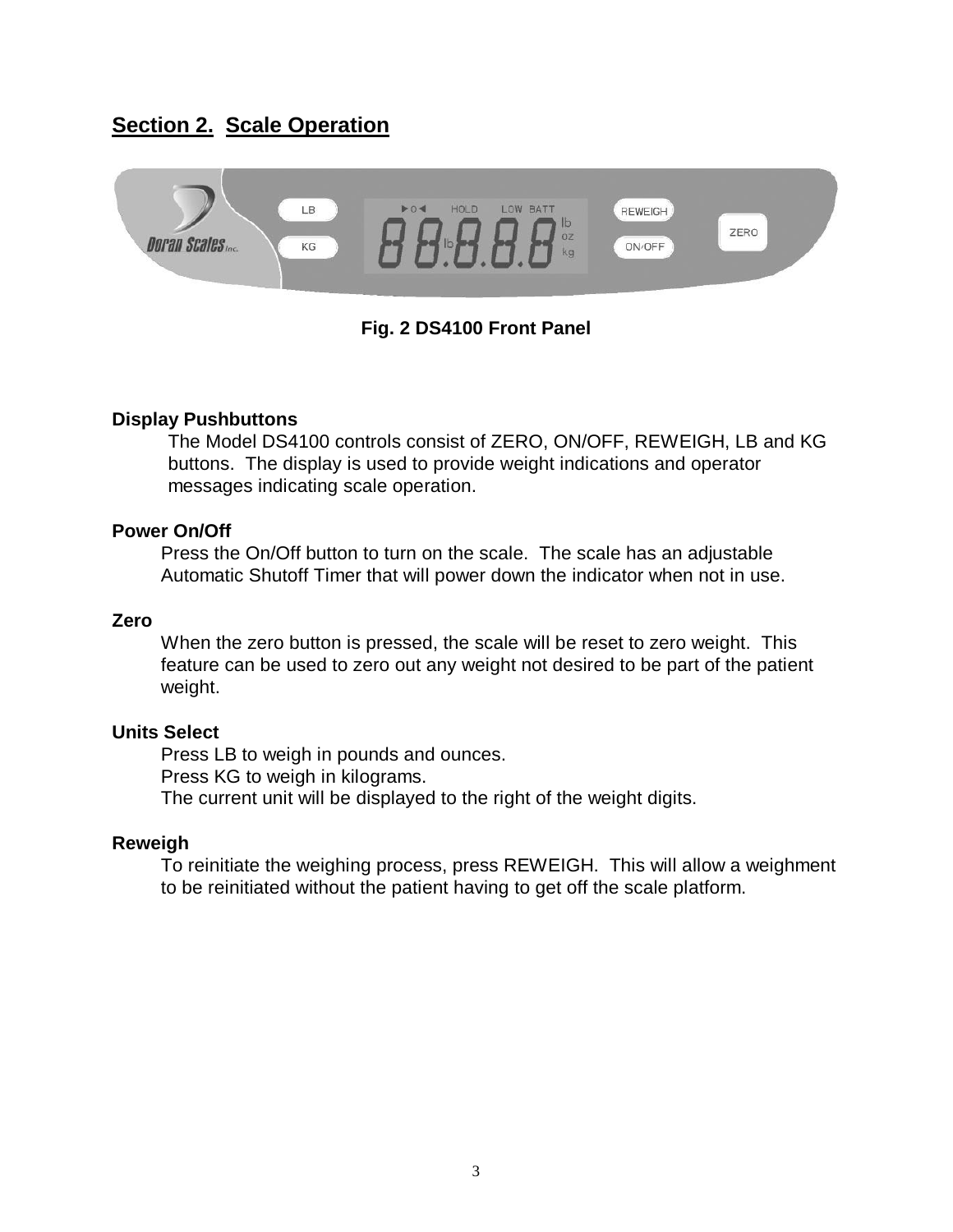## Section 2. Scale Operation

Fig. 2 DS4100 Front Panel

**Display Pushbuttons**

The Model DS4100 controls consist of ZERO, ON/OFF, REWEIGH, LB and KG buttons. The display is used to provide weight indications and operator messages indicating scale operation.

**Power On/Off**

Press the On/Off button to turn on the scale. The scale has an adjustable Automatic Shutoff Timer that will power down the indicator when not in use.

**Zero**

When the zero button is pressed, the scale will be reset to zero weight. This feature can be used to zero out any weight not desired to be part of the patient weight.

**Units Select**

Press LB to weigh in pounds and ounces.
Press KG to weigh in kilograms.
The current unit will be displayed to the right of the weight digits.

**Reweigh**

To reinitiate the weighing process, press REWEIGH. This will allow a weighment to be reinitiated without the patient having to get off the scale platform.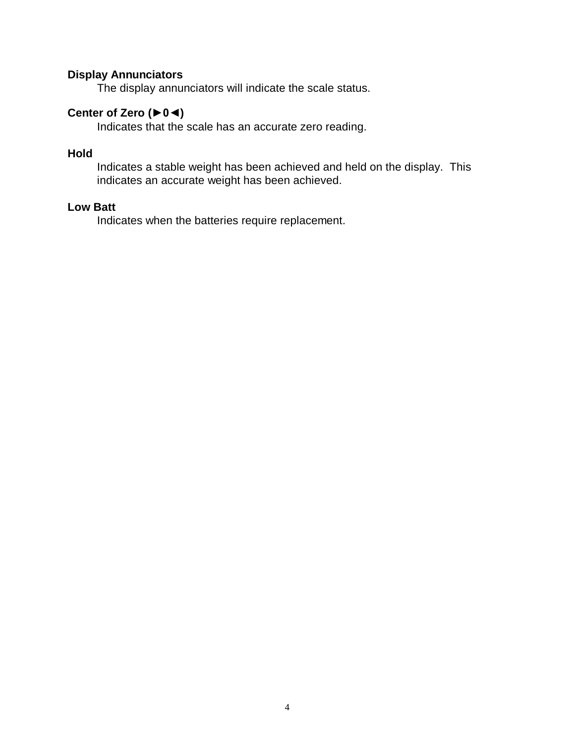**Display Annunciators**

The display annunciators will indicate the scale status.

**Center of Zero (►0◄)**

Indicates that the scale has an accurate zero reading.

**Hold**

Indicates a stable weight has been achieved and held on the display. This indicates an accurate weight has been achieved.

**Low Batt**

Indicates when the batteries require replacement.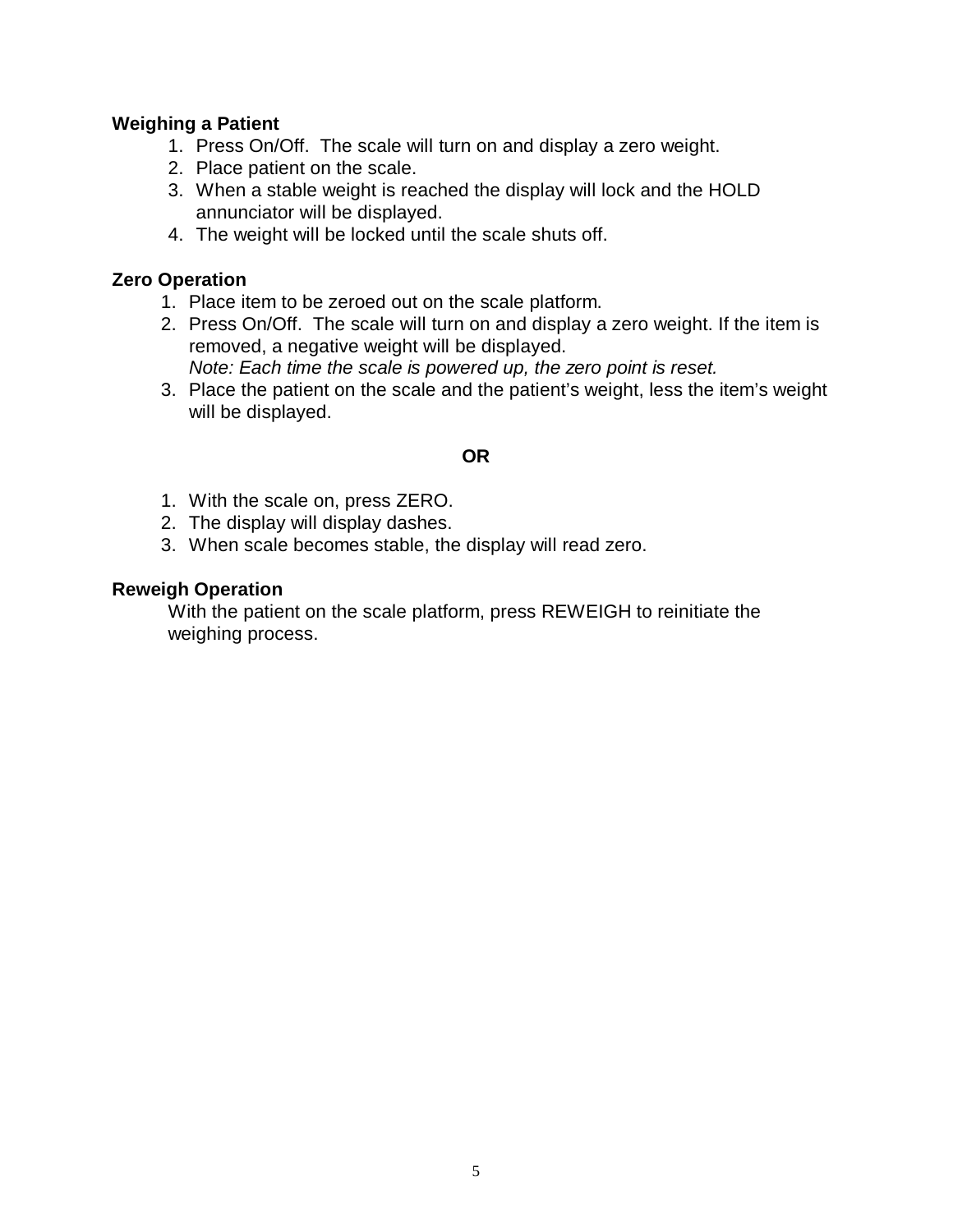**Weighing a Patient**

1. Press On/Off. The scale will turn on and display a zero weight.
2. Place patient on the scale.
3. When a stable weight is reached the display will lock and the HOLD annunciator will be displayed.
4. The weight will be locked until the scale shuts off.

**Zero Operation**

1. Place item to be zeroed out on the scale platform.
2. Press On/Off. The scale will turn on and display a zero weight. If the item is removed, a negative weight will be displayed.
   *Note: Each time the scale is powered up, the zero point is reset.*
3. Place the patient on the scale and the patient's weight, less the item's weight will be displayed.

**OR**

1. With the scale on, press ZERO.
2. The display will display dashes.
3. When scale becomes stable, the display will read zero.

**Reweigh Operation**

With the patient on the scale platform, press REWEIGH to reinitiate the weighing process.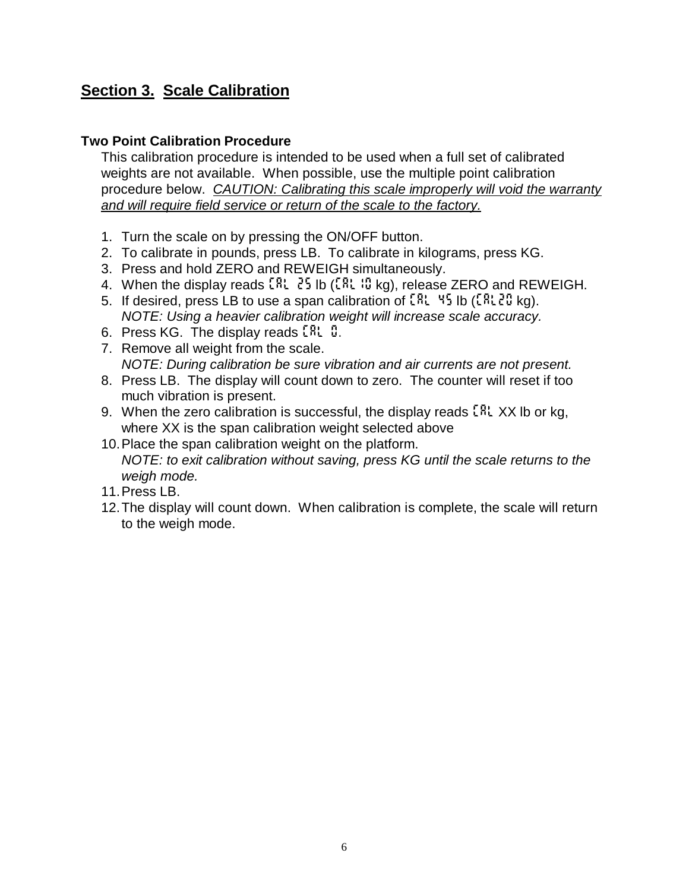## Section 3. Scale Calibration

### Two Point Calibration Procedure

This calibration procedure is intended to be used when a full set of calibrated weights are not available. When possible, use the multiple point calibration procedure below. *CAUTION: Calibrating this scale improperly will void the warranty and will require field service or return of the scale to the factory.*

1. Turn the scale on by pressing the ON/OFF button.
2. To calibrate in pounds, press LB. To calibrate in kilograms, press KG.
3. Press and hold ZERO and REWEIGH simultaneously.
4. When the display reads CAL 25 lb (CAL 10 kg), release ZERO and REWEIGH.
5. If desired, press LB to use a span calibration of CAL 45 lb (CAL20 kg).
   *NOTE: Using a heavier calibration weight will increase scale accuracy.*
6. Press KG. The display reads CAL 0.
7. Remove all weight from the scale.
   *NOTE: During calibration be sure vibration and air currents are not present.*
8. Press LB. The display will count down to zero. The counter will reset if too much vibration is present.
9. When the zero calibration is successful, the display reads CAL XX lb or kg, where XX is the span calibration weight selected above
10. Place the span calibration weight on the platform.
    *NOTE: to exit calibration without saving, press KG until the scale returns to the weigh mode.*
11. Press LB.
12. The display will count down. When calibration is complete, the scale will return to the weigh mode.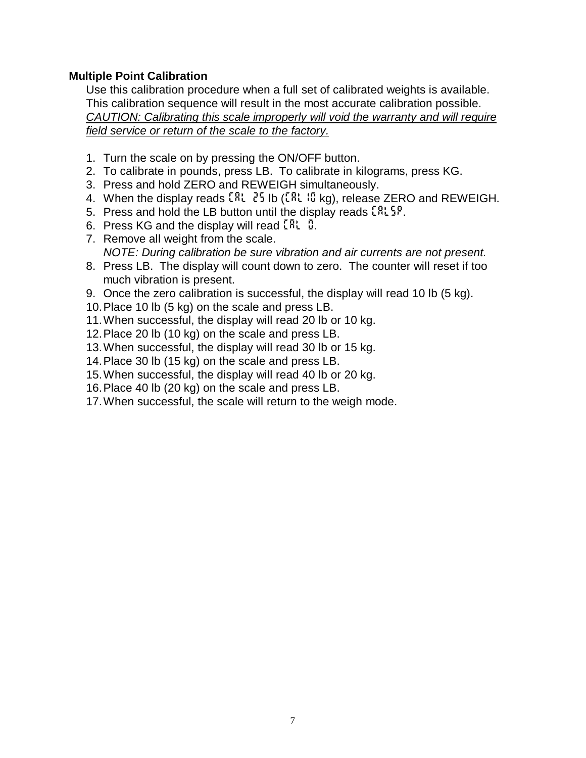### Multiple Point Calibration

Use this calibration procedure when a full set of calibrated weights is available. This calibration sequence will result in the most accurate calibration possible.
*CAUTION: Calibrating this scale improperly will void the warranty and will require field service or return of the scale to the factory.*

1. Turn the scale on by pressing the ON/OFF button.
2. To calibrate in pounds, press LB. To calibrate in kilograms, press KG.
3. Press and hold ZERO and REWEIGH simultaneously.
4. When the display reads CAL 25 lb (CAL 10 kg), release ZERO and REWEIGH.
5. Press and hold the LB button until the display reads CALSP.
6. Press KG and the display will read CAL 0.
7. Remove all weight from the scale.
   *NOTE: During calibration be sure vibration and air currents are not present.*
8. Press LB. The display will count down to zero. The counter will reset if too much vibration is present.
9. Once the zero calibration is successful, the display will read 10 lb (5 kg).
10. Place 10 lb (5 kg) on the scale and press LB.
11. When successful, the display will read 20 lb or 10 kg.
12. Place 20 lb (10 kg) on the scale and press LB.
13. When successful, the display will read 30 lb or 15 kg.
14. Place 30 lb (15 kg) on the scale and press LB.
15. When successful, the display will read 40 lb or 20 kg.
16. Place 40 lb (20 kg) on the scale and press LB.
17. When successful, the scale will return to the weigh mode.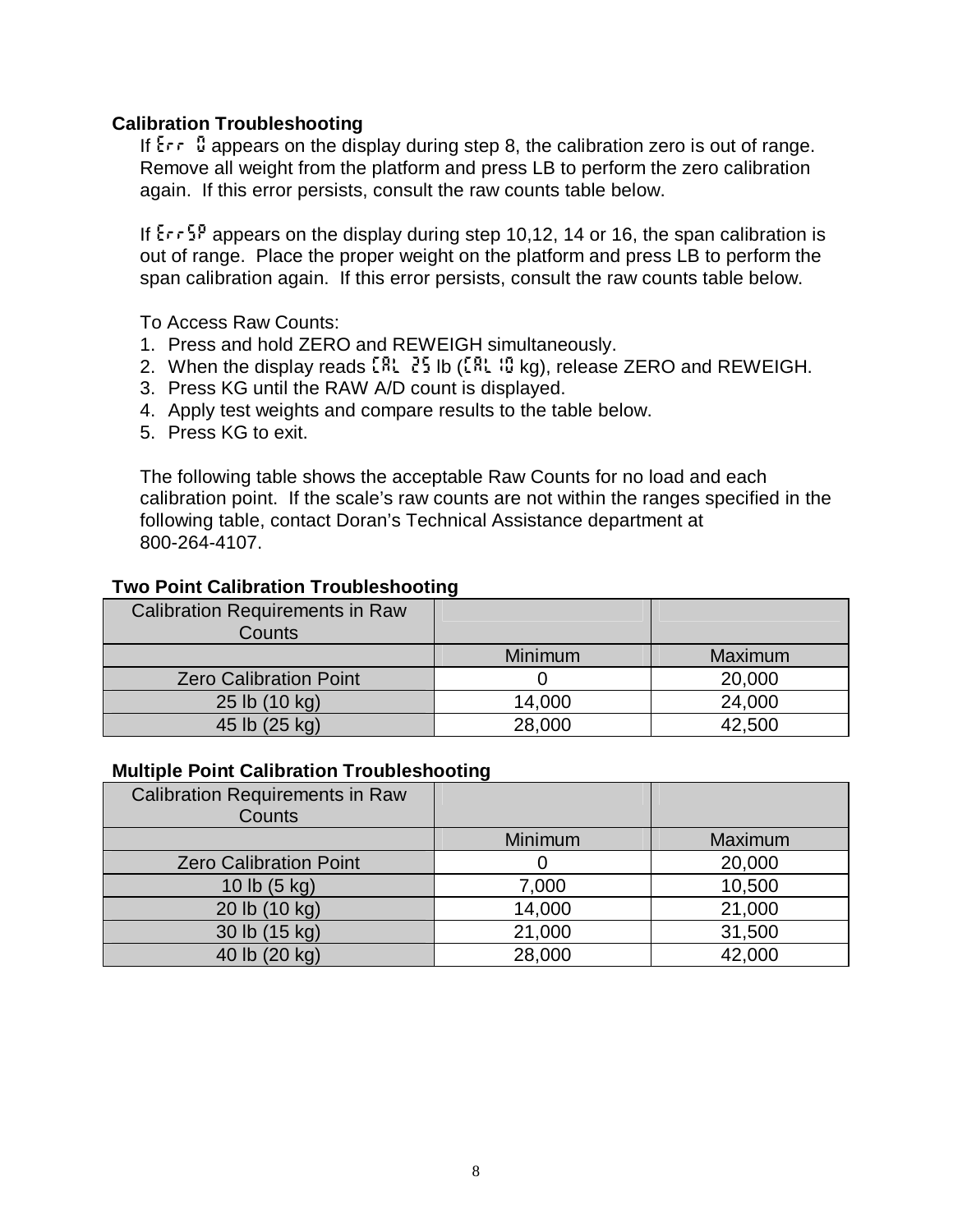**Calibration Troubleshooting**

If Err 0 appears on the display during step 8, the calibration zero is out of range. Remove all weight from the platform and press LB to perform the zero calibration again. If this error persists, consult the raw counts table below.

If ErrSP appears on the display during step 10,12, 14 or 16, the span calibration is out of range. Place the proper weight on the platform and press LB to perform the span calibration again. If this error persists, consult the raw counts table below.

To Access Raw Counts:

1. Press and hold ZERO and REWEIGH simultaneously.
2. When the display reads CAL 25 lb (CAL 10 kg), release ZERO and REWEIGH.
3. Press KG until the RAW A/D count is displayed.
4. Apply test weights and compare results to the table below.
5. Press KG to exit.

The following table shows the acceptable Raw Counts for no load and each calibration point. If the scale's raw counts are not within the ranges specified in the following table, contact Doran's Technical Assistance department at 800-264-4107.

**Two Point Calibration Troubleshooting**

| Calibration Requirements in Raw Counts | | |
|---|---|---|
| | Minimum | Maximum |
| Zero Calibration Point | 0 | 20,000 |
| 25 lb (10 kg) | 14,000 | 24,000 |
| 45 lb (25 kg) | 28,000 | 42,500 |

**Multiple Point Calibration Troubleshooting**

| Calibration Requirements in Raw Counts | | |
|---|---|---|
| | Minimum | Maximum |
| Zero Calibration Point | 0 | 20,000 |
| 10 lb (5 kg) | 7,000 | 10,500 |
| 20 lb (10 kg) | 14,000 | 21,000 |
| 30 lb (15 kg) | 21,000 | 31,500 |
| 40 lb (20 kg) | 28,000 | 42,000 |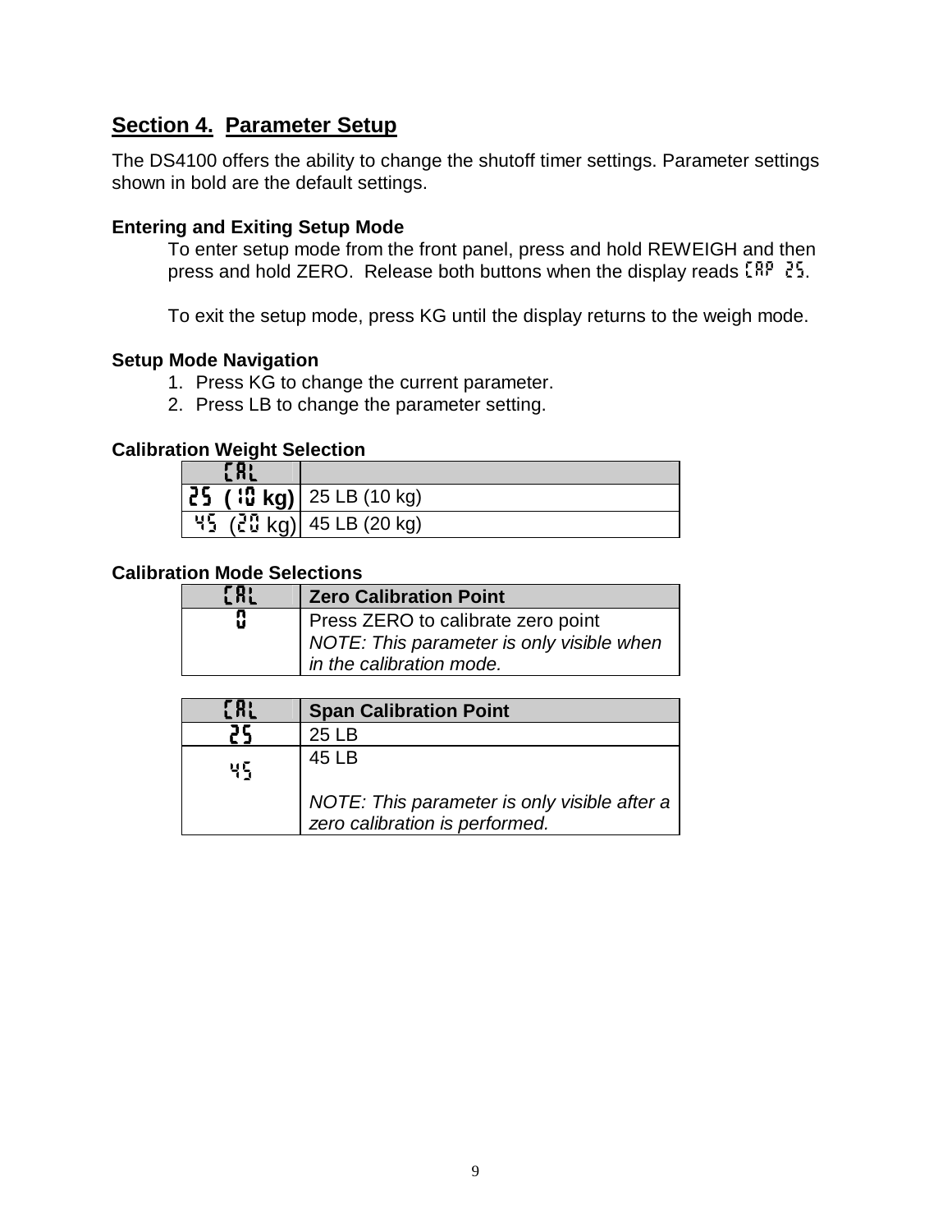## Section 4. Parameter Setup

The DS4100 offers the ability to change the shutoff timer settings. Parameter settings shown in bold are the default settings.

### Entering and Exiting Setup Mode

To enter setup mode from the front panel, press and hold REWEIGH and then press and hold ZERO. Release both buttons when the display reads CAP 25.

To exit the setup mode, press KG until the display returns to the weigh mode.

### Setup Mode Navigation

1. Press KG to change the current parameter.
2. Press LB to change the parameter setting.

### Calibration Weight Selection

| CAL | |
|---|---|
| **25 (10 kg)** | 25 LB (10 kg) |
| 45 (20 kg) | 45 LB (20 kg) |

### Calibration Mode Selections

| CAL | Zero Calibration Point |
|---|---|
| 0 | Press ZERO to calibrate zero point<br>*NOTE: This parameter is only visible when in the calibration mode.* |

| CAL | Span Calibration Point |
|---|---|
| 25 | 25 LB |
| 45 | 45 LB<br><br>*NOTE: This parameter is only visible after a zero calibration is performed.* |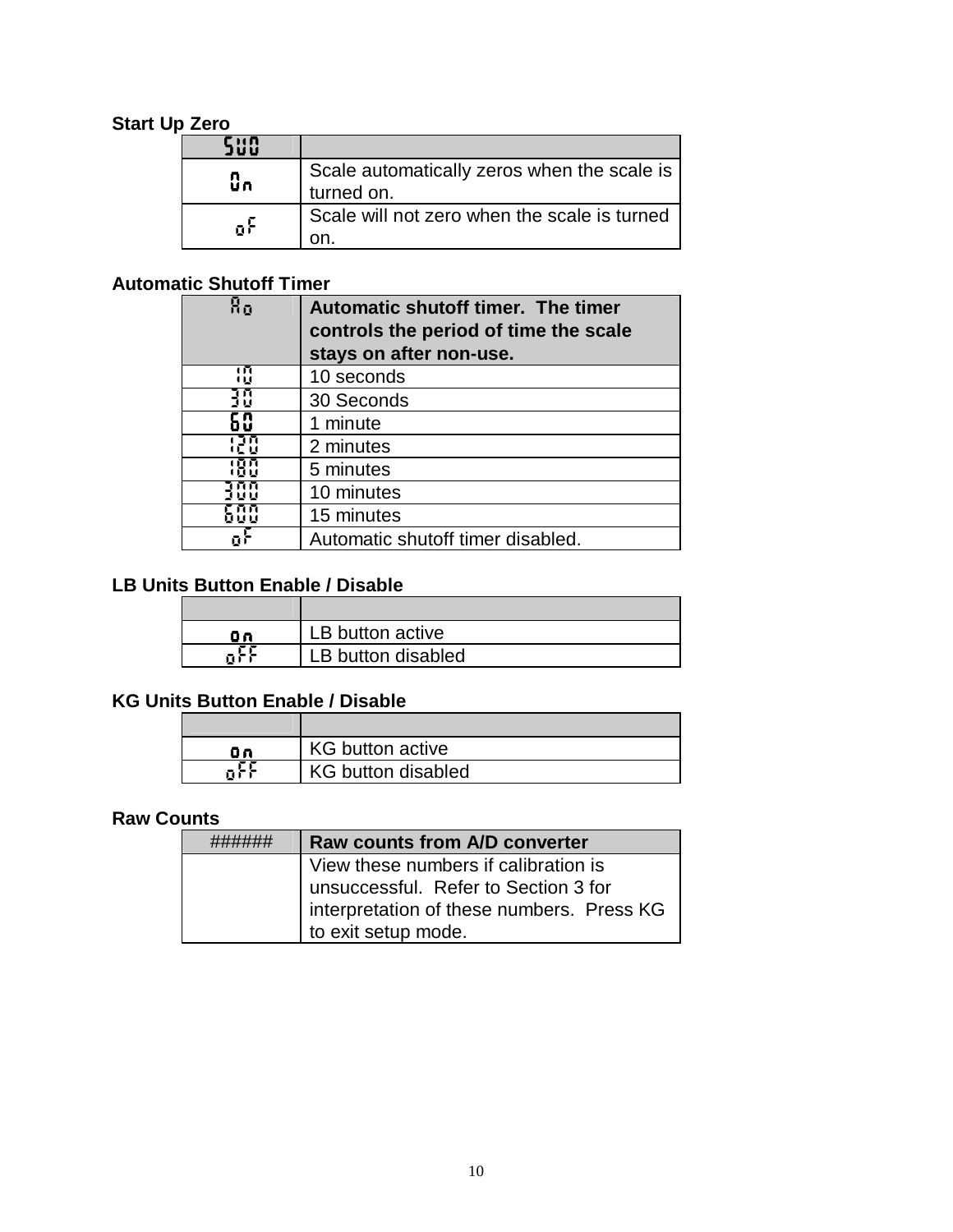**Start Up Zero**

| SUO | |
|---|---|
| On | Scale automatically zeros when the scale is turned on. |
| oF | Scale will not zero when the scale is turned on. |

**Automatic Shutoff Timer**

| Ao | **Automatic shutoff timer. The timer controls the period of time the scale stays on after non-use.** |
|---|---|
| 10 | 10 seconds |
| 30 | 30 Seconds |
| 60 | 1 minute |
| 120 | 2 minutes |
| 180 | 5 minutes |
| 300 | 10 minutes |
| 600 | 15 minutes |
| oF | Automatic shutoff timer disabled. |

**LB Units Button Enable / Disable**

| | |
|---|---|
| on | LB button active |
| oFF | LB button disabled |

**KG Units Button Enable / Disable**

| | |
|---|---|
| on | KG button active |
| oFF | KG button disabled |

**Raw Counts**

| ###### | **Raw counts from A/D converter** |
|---|---|
| | View these numbers if calibration is unsuccessful. Refer to Section 3 for interpretation of these numbers. Press KG to exit setup mode. |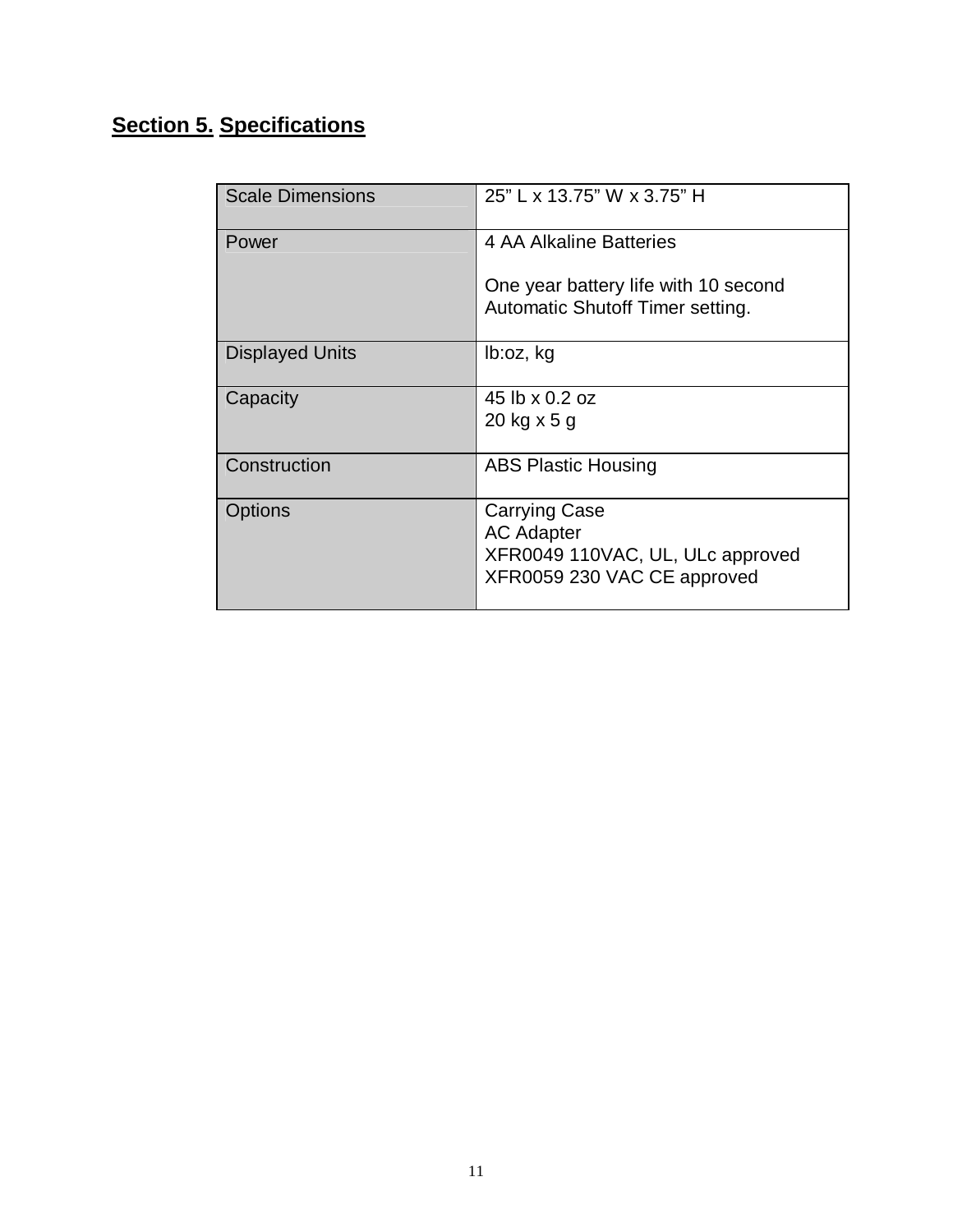## Section 5. Specifications

| | |
|---|---|
| Scale Dimensions | 25" L x 13.75" W x 3.75" H |
| Power | 4 AA Alkaline Batteries<br><br>One year battery life with 10 second Automatic Shutoff Timer setting. |
| Displayed Units | lb:oz, kg |
| Capacity | 45 lb x 0.2 oz<br>20 kg x 5 g |
| Construction | ABS Plastic Housing |
| Options | Carrying Case<br>AC Adapter<br>XFR0049 110VAC, UL, ULc approved<br>XFR0059 230 VAC CE approved |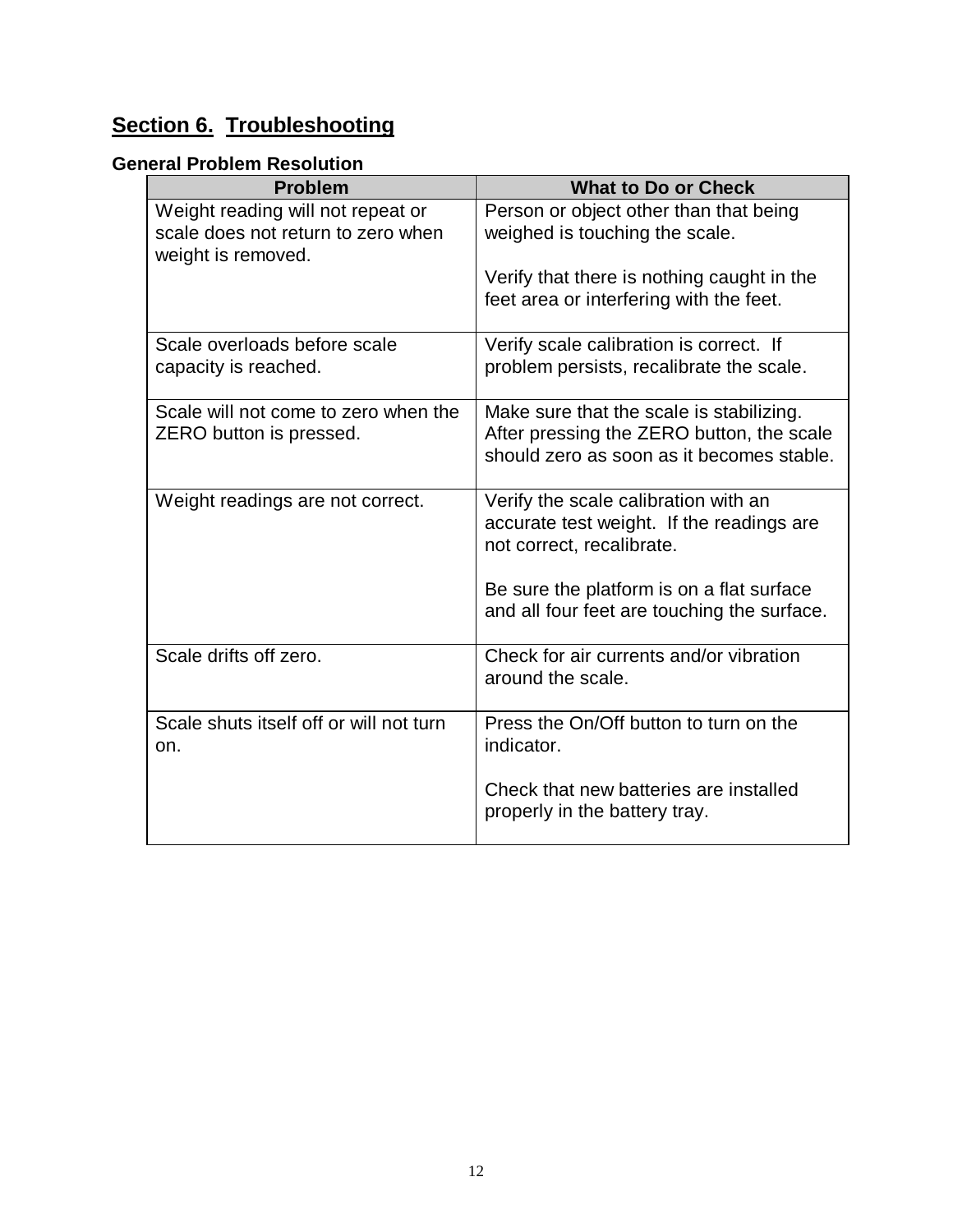## Section 6. Troubleshooting

### General Problem Resolution

| Problem | What to Do or Check |
|---|---|
| Weight reading will not repeat or scale does not return to zero when weight is removed. | Person or object other than that being weighed is touching the scale.<br><br>Verify that there is nothing caught in the feet area or interfering with the feet. |
| Scale overloads before scale capacity is reached. | Verify scale calibration is correct. If problem persists, recalibrate the scale. |
| Scale will not come to zero when the ZERO button is pressed. | Make sure that the scale is stabilizing. After pressing the ZERO button, the scale should zero as soon as it becomes stable. |
| Weight readings are not correct. | Verify the scale calibration with an accurate test weight. If the readings are not correct, recalibrate.<br><br>Be sure the platform is on a flat surface and all four feet are touching the surface. |
| Scale drifts off zero. | Check for air currents and/or vibration around the scale. |
| Scale shuts itself off or will not turn on. | Press the On/Off button to turn on the indicator.<br><br>Check that new batteries are installed properly in the battery tray. |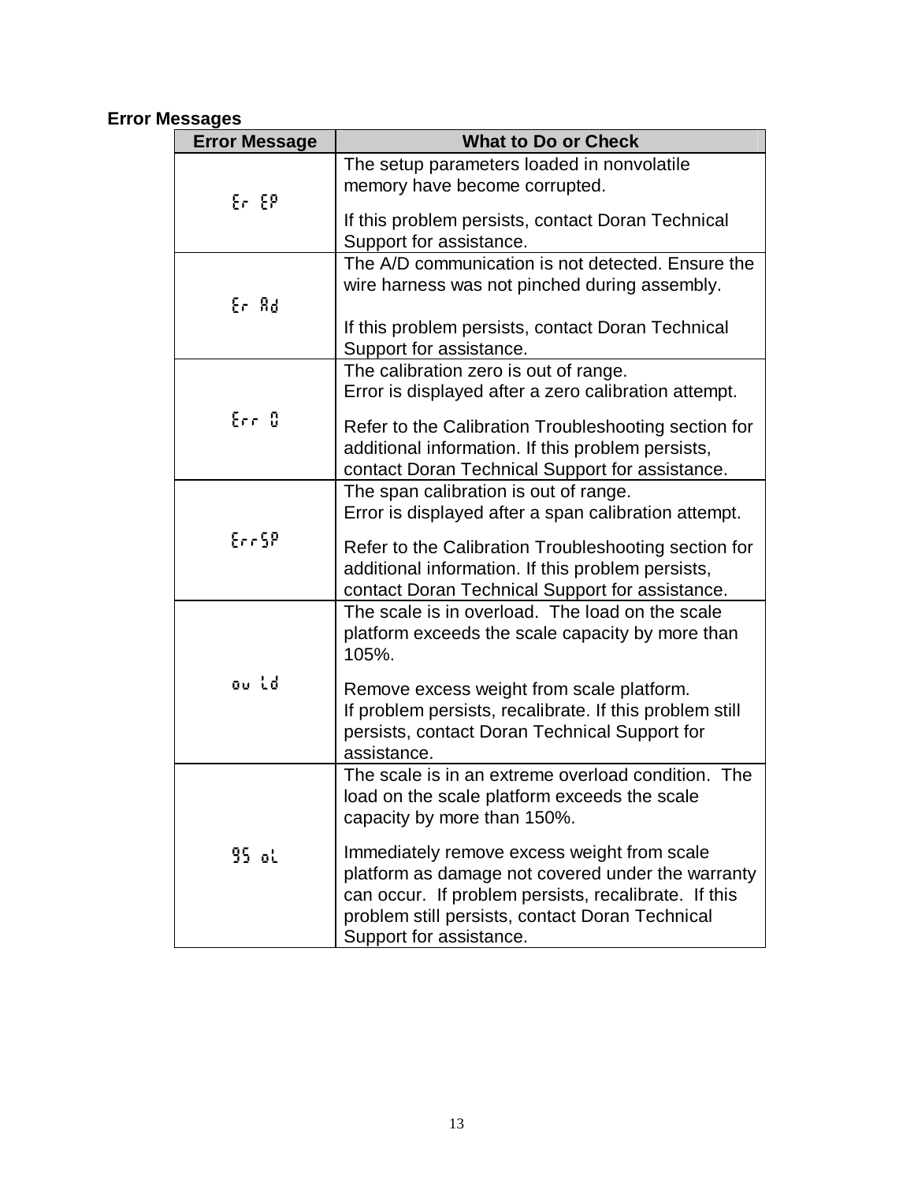## Error Messages

| Error Message | What to Do or Check |
|---|---|
| Er EP | The setup parameters loaded in nonvolatile memory have become corrupted.<br><br>If this problem persists, contact Doran Technical Support for assistance. |
| Er Ad | The A/D communication is not detected. Ensure the wire harness was not pinched during assembly.<br><br>If this problem persists, contact Doran Technical Support for assistance. |
| Err 0 | The calibration zero is out of range.<br>Error is displayed after a zero calibration attempt.<br><br>Refer to the Calibration Troubleshooting section for additional information. If this problem persists, contact Doran Technical Support for assistance. |
| ErrSP | The span calibration is out of range.<br>Error is displayed after a span calibration attempt.<br><br>Refer to the Calibration Troubleshooting section for additional information. If this problem persists, contact Doran Technical Support for assistance. |
| ov Ld | The scale is in overload. The load on the scale platform exceeds the scale capacity by more than 105%.<br><br>Remove excess weight from scale platform.<br>If problem persists, recalibrate. If this problem still persists, contact Doran Technical Support for assistance. |
| 95 oL | The scale is in an extreme overload condition. The load on the scale platform exceeds the scale capacity by more than 150%.<br><br>Immediately remove excess weight from scale platform as damage not covered under the warranty can occur. If problem persists, recalibrate. If this problem still persists, contact Doran Technical Support for assistance. |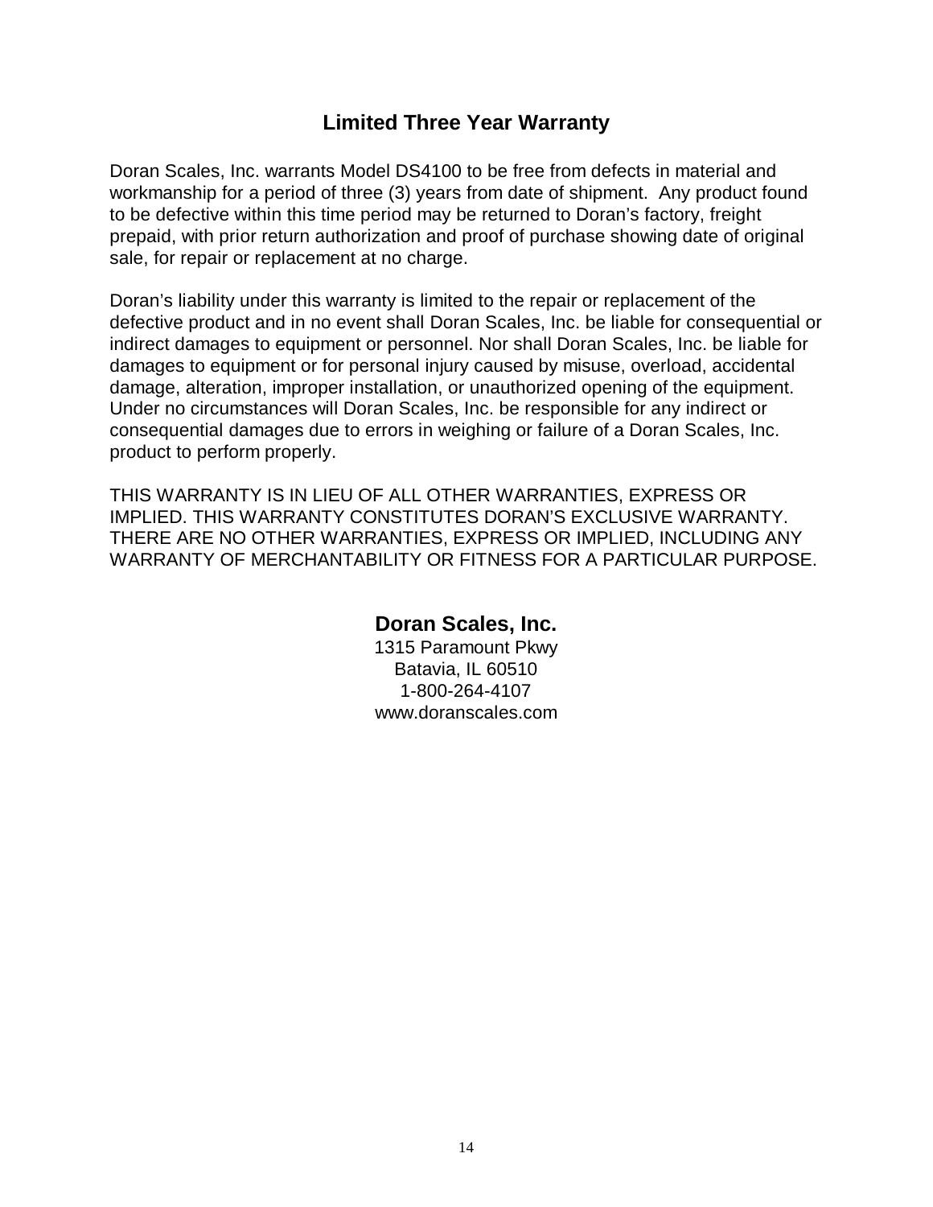## Limited Three Year Warranty

Doran Scales, Inc. warrants Model DS4100 to be free from defects in material and workmanship for a period of three (3) years from date of shipment. Any product found to be defective within this time period may be returned to Doran's factory, freight prepaid, with prior return authorization and proof of purchase showing date of original sale, for repair or replacement at no charge.

Doran's liability under this warranty is limited to the repair or replacement of the defective product and in no event shall Doran Scales, Inc. be liable for consequential or indirect damages to equipment or personnel. Nor shall Doran Scales, Inc. be liable for damages to equipment or for personal injury caused by misuse, overload, accidental damage, alteration, improper installation, or unauthorized opening of the equipment. Under no circumstances will Doran Scales, Inc. be responsible for any indirect or consequential damages due to errors in weighing or failure of a Doran Scales, Inc. product to perform properly.

THIS WARRANTY IS IN LIEU OF ALL OTHER WARRANTIES, EXPRESS OR IMPLIED. THIS WARRANTY CONSTITUTES DORAN'S EXCLUSIVE WARRANTY. THERE ARE NO OTHER WARRANTIES, EXPRESS OR IMPLIED, INCLUDING ANY WARRANTY OF MERCHANTABILITY OR FITNESS FOR A PARTICULAR PURPOSE.

**Doran Scales, Inc.**
1315 Paramount Pkwy
Batavia, IL 60510
1-800-264-4107
www.doranscales.com